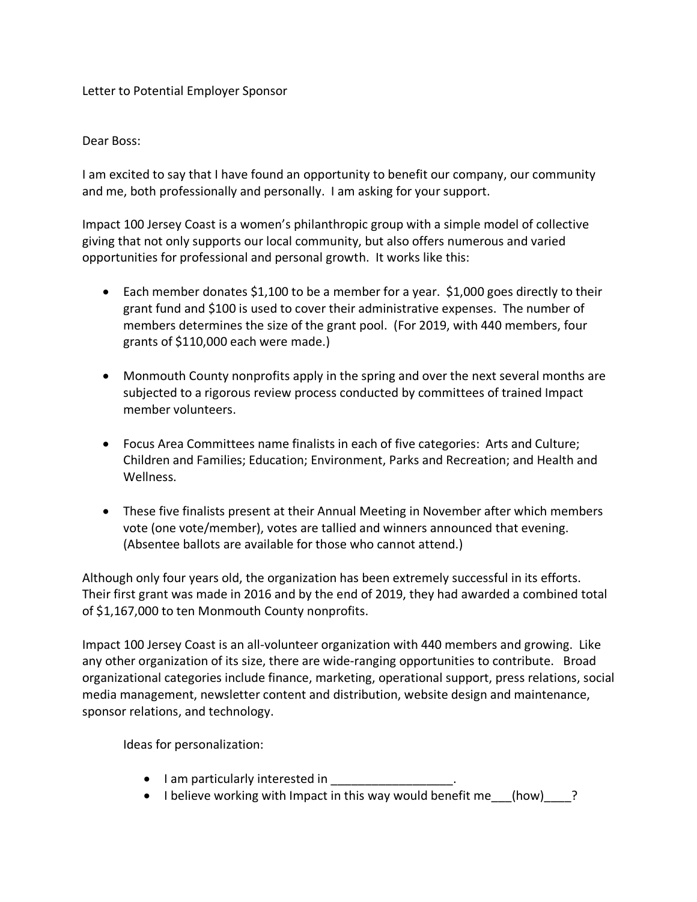Letter to Potential Employer Sponsor

Dear Boss:

I am excited to say that I have found an opportunity to benefit our company, our community and me, both professionally and personally. I am asking for your support.

Impact 100 Jersey Coast is a women's philanthropic group with a simple model of collective giving that not only supports our local community, but also offers numerous and varied opportunities for professional and personal growth. It works like this:

- Each member donates $1,100 to be a member for a year. $1,000 goes directly to their grant fund and $100 is used to cover their administrative expenses. The number of members determines the size of the grant pool. (For 2019, with 440 members, four grants of $110,000 each were made.)

- Monmouth County nonprofits apply in the spring and over the next several months are subjected to a rigorous review process conducted by committees of trained Impact member volunteers.

- Focus Area Committees name finalists in each of five categories: Arts and Culture; Children and Families; Education; Environment, Parks and Recreation; and Health and Wellness.

- These five finalists present at their Annual Meeting in November after which members vote (one vote/member), votes are tallied and winners announced that evening. (Absentee ballots are available for those who cannot attend.)

Although only four years old, the organization has been extremely successful in its efforts. Their first grant was made in 2016 and by the end of 2019, they had awarded a combined total of $1,167,000 to ten Monmouth County nonprofits.

Impact 100 Jersey Coast is an all-volunteer organization with 440 members and growing. Like any other organization of its size, there are wide-ranging opportunities to contribute. Broad organizational categories include finance, marketing, operational support, press relations, social media management, newsletter content and distribution, website design and maintenance, sponsor relations, and technology.

Ideas for personalization:

- I am particularly interested in __________________.
- I believe working with Impact in this way would benefit me___(how)____?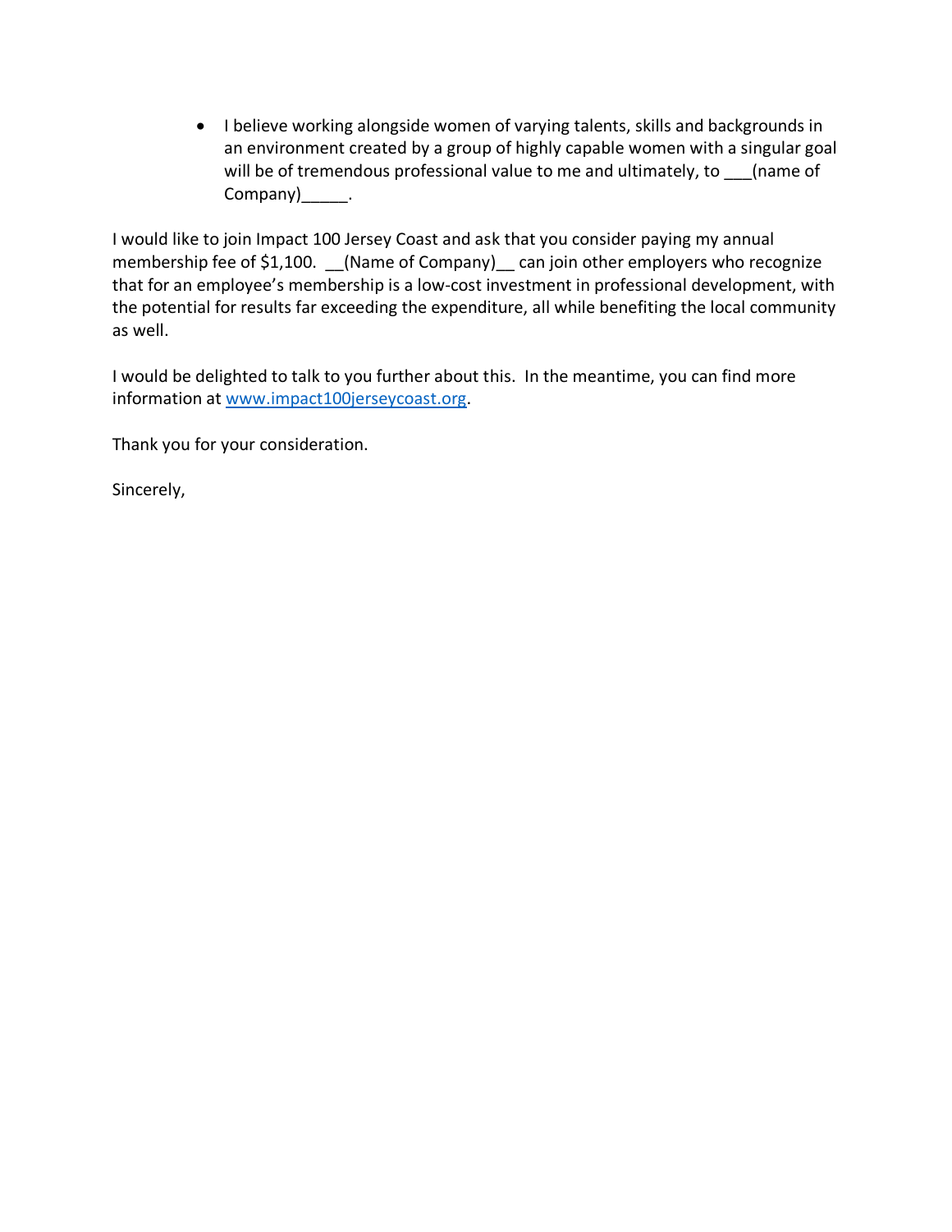- I believe working alongside women of varying talents, skills and backgrounds in an environment created by a group of highly capable women with a singular goal will be of tremendous professional value to me and ultimately, to ___(name of Company)_____.

I would like to join Impact 100 Jersey Coast and ask that you consider paying my annual membership fee of $1,100. __(Name of Company)__ can join other employers who recognize that for an employee's membership is a low-cost investment in professional development, with the potential for results far exceeding the expenditure, all while benefiting the local community as well.

I would be delighted to talk to you further about this. In the meantime, you can find more information at [www.impact100jerseycoast.org](http://www.impact100jerseycoast.org).

Thank you for your consideration.

Sincerely,